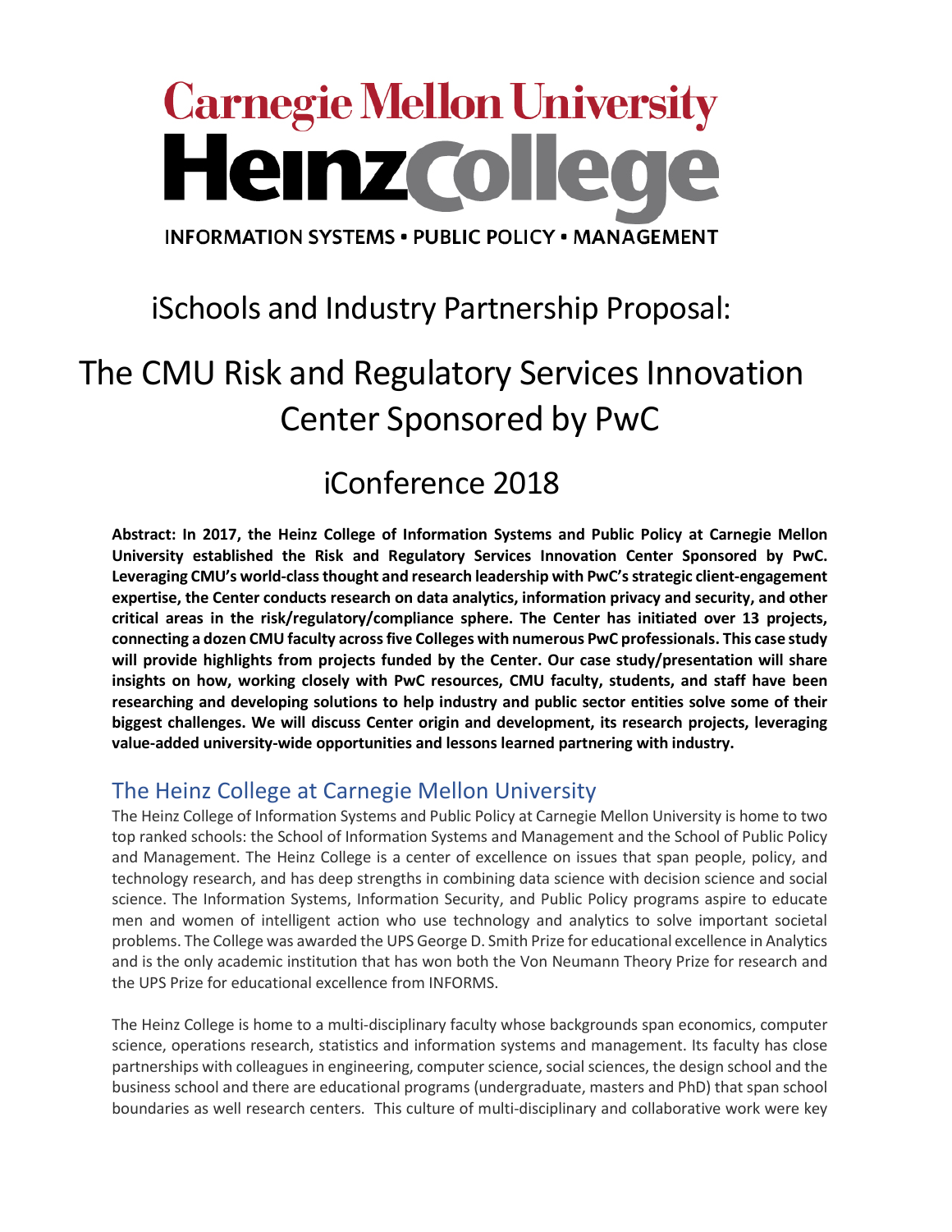# Carnegie Mellon University Heinz College

INFORMATION SYSTEMS ▪ PUBLIC POLICY ▪ MANAGEMENT

## iSchools and Industry Partnership Proposal:

# The CMU Risk and Regulatory Services Innovation Center Sponsored by PwC

## iConference 2018

**Abstract: In 2017, the Heinz College of Information Systems and Public Policy at Carnegie Mellon University established the Risk and Regulatory Services Innovation Center Sponsored by PwC. Leveraging CMU's world-class thought and research leadership with PwC's strategic client-engagement expertise, the Center conducts research on data analytics, information privacy and security, and other critical areas in the risk/regulatory/compliance sphere. The Center has initiated over 13 projects, connecting a dozen CMU faculty across five Colleges with numerous PwC professionals. This case study will provide highlights from projects funded by the Center. Our case study/presentation will share insights on how, working closely with PwC resources, CMU faculty, students, and staff have been researching and developing solutions to help industry and public sector entities solve some of their biggest challenges. We will discuss Center origin and development, its research projects, leveraging value-added university-wide opportunities and lessons learned partnering with industry.**

## The Heinz College at Carnegie Mellon University

The Heinz College of Information Systems and Public Policy at Carnegie Mellon University is home to two top ranked schools: the School of Information Systems and Management and the School of Public Policy and Management. The Heinz College is a center of excellence on issues that span people, policy, and technology research, and has deep strengths in combining data science with decision science and social science. The Information Systems, Information Security, and Public Policy programs aspire to educate men and women of intelligent action who use technology and analytics to solve important societal problems. The College was awarded the UPS George D. Smith Prize for educational excellence in Analytics and is the only academic institution that has won both the Von Neumann Theory Prize for research and the UPS Prize for educational excellence from INFORMS.

The Heinz College is home to a multi-disciplinary faculty whose backgrounds span economics, computer science, operations research, statistics and information systems and management. Its faculty has close partnerships with colleagues in engineering, computer science, social sciences, the design school and the business school and there are educational programs (undergraduate, masters and PhD) that span school boundaries as well research centers. This culture of multi-disciplinary and collaborative work were key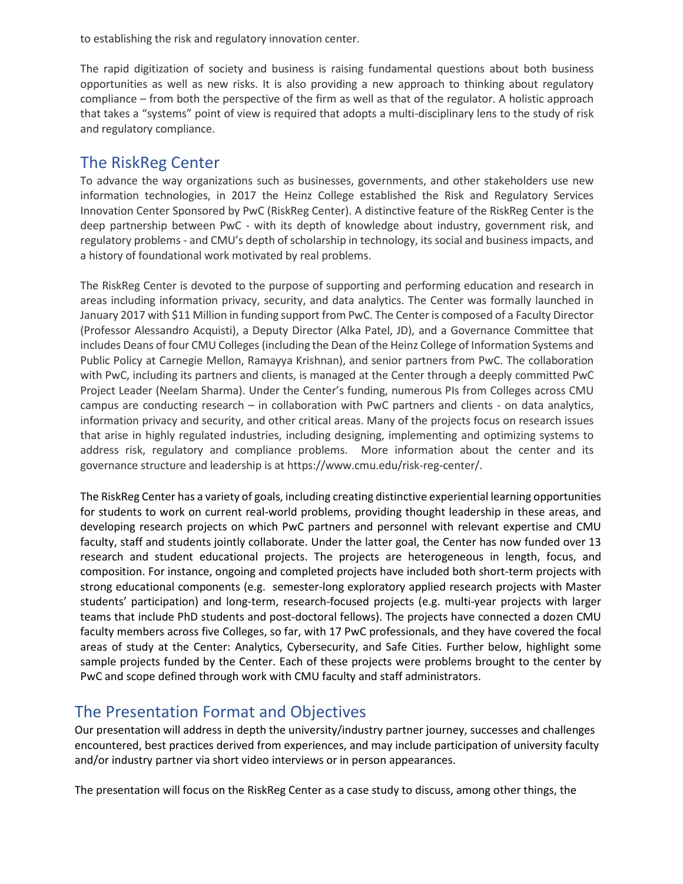to establishing the risk and regulatory innovation center.

The rapid digitization of society and business is raising fundamental questions about both business opportunities as well as new risks. It is also providing a new approach to thinking about regulatory compliance – from both the perspective of the firm as well as that of the regulator. A holistic approach that takes a "systems" point of view is required that adopts a multi-disciplinary lens to the study of risk and regulatory compliance.

## The RiskReg Center

To advance the way organizations such as businesses, governments, and other stakeholders use new information technologies, in 2017 the Heinz College established the Risk and Regulatory Services Innovation Center Sponsored by PwC (RiskReg Center). A distinctive feature of the RiskReg Center is the deep partnership between PwC - with its depth of knowledge about industry, government risk, and regulatory problems - and CMU's depth of scholarship in technology, its social and business impacts, and a history of foundational work motivated by real problems.

The RiskReg Center is devoted to the purpose of supporting and performing education and research in areas including information privacy, security, and data analytics. The Center was formally launched in January 2017 with $11 Million in funding support from PwC. The Center is composed of a Faculty Director (Professor Alessandro Acquisti), a Deputy Director (Alka Patel, JD), and a Governance Committee that includes Deans of four CMU Colleges (including the Dean of the Heinz College of Information Systems and Public Policy at Carnegie Mellon, Ramayya Krishnan), and senior partners from PwC. The collaboration with PwC, including its partners and clients, is managed at the Center through a deeply committed PwC Project Leader (Neelam Sharma). Under the Center's funding, numerous PIs from Colleges across CMU campus are conducting research – in collaboration with PwC partners and clients - on data analytics, information privacy and security, and other critical areas. Many of the projects focus on research issues that arise in highly regulated industries, including designing, implementing and optimizing systems to address risk, regulatory and compliance problems. More information about the center and its governance structure and leadership is at https://www.cmu.edu/risk-reg-center/.

The RiskReg Center has a variety of goals, including creating distinctive experiential learning opportunities for students to work on current real-world problems, providing thought leadership in these areas, and developing research projects on which PwC partners and personnel with relevant expertise and CMU faculty, staff and students jointly collaborate. Under the latter goal, the Center has now funded over 13 research and student educational projects. The projects are heterogeneous in length, focus, and composition. For instance, ongoing and completed projects have included both short-term projects with strong educational components (e.g. semester-long exploratory applied research projects with Master students' participation) and long-term, research-focused projects (e.g. multi-year projects with larger teams that include PhD students and post-doctoral fellows). The projects have connected a dozen CMU faculty members across five Colleges, so far, with 17 PwC professionals, and they have covered the focal areas of study at the Center: Analytics, Cybersecurity, and Safe Cities. Further below, highlight some sample projects funded by the Center. Each of these projects were problems brought to the center by PwC and scope defined through work with CMU faculty and staff administrators.

## The Presentation Format and Objectives

Our presentation will address in depth the university/industry partner journey, successes and challenges encountered, best practices derived from experiences, and may include participation of university faculty and/or industry partner via short video interviews or in person appearances.

The presentation will focus on the RiskReg Center as a case study to discuss, among other things, the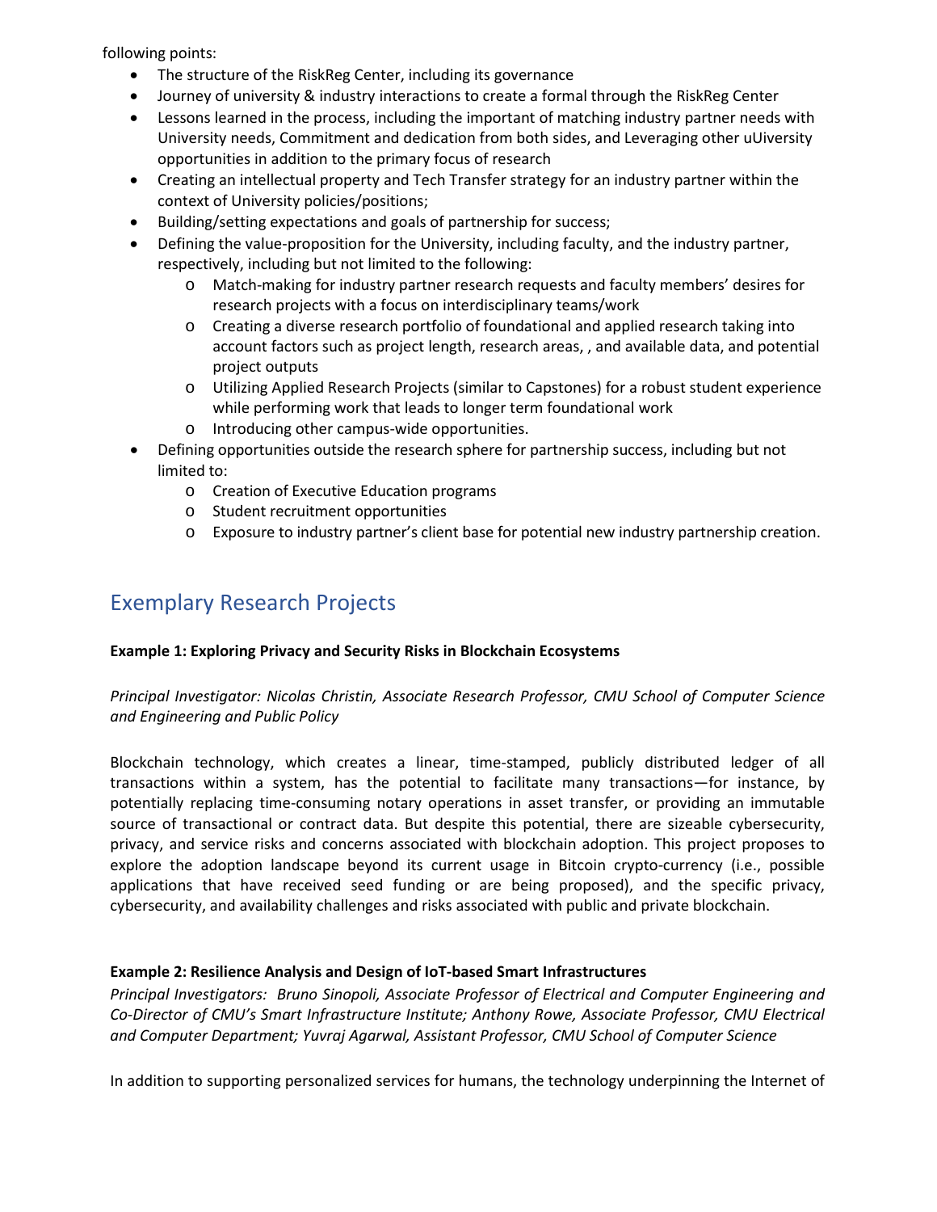following points:

- The structure of the RiskReg Center, including its governance
- Journey of university & industry interactions to create a formal through the RiskReg Center
- Lessons learned in the process, including the important of matching industry partner needs with University needs, Commitment and dedication from both sides, and Leveraging other uUiversity opportunities in addition to the primary focus of research
- Creating an intellectual property and Tech Transfer strategy for an industry partner within the context of University policies/positions;
- Building/setting expectations and goals of partnership for success;
- Defining the value-proposition for the University, including faculty, and the industry partner, respectively, including but not limited to the following:
  - Match-making for industry partner research requests and faculty members' desires for research projects with a focus on interdisciplinary teams/work
  - Creating a diverse research portfolio of foundational and applied research taking into account factors such as project length, research areas, , and available data, and potential project outputs
  - Utilizing Applied Research Projects (similar to Capstones) for a robust student experience while performing work that leads to longer term foundational work
  - Introducing other campus-wide opportunities.
- Defining opportunities outside the research sphere for partnership success, including but not limited to:
  - Creation of Executive Education programs
  - Student recruitment opportunities
  - Exposure to industry partner's client base for potential new industry partnership creation.

## Exemplary Research Projects

**Example 1: Exploring Privacy and Security Risks in Blockchain Ecosystems**

*Principal Investigator: Nicolas Christin, Associate Research Professor, CMU School of Computer Science and Engineering and Public Policy*

Blockchain technology, which creates a linear, time-stamped, publicly distributed ledger of all transactions within a system, has the potential to facilitate many transactions—for instance, by potentially replacing time-consuming notary operations in asset transfer, or providing an immutable source of transactional or contract data. But despite this potential, there are sizeable cybersecurity, privacy, and service risks and concerns associated with blockchain adoption. This project proposes to explore the adoption landscape beyond its current usage in Bitcoin crypto-currency (i.e., possible applications that have received seed funding or are being proposed), and the specific privacy, cybersecurity, and availability challenges and risks associated with public and private blockchain.

**Example 2: Resilience Analysis and Design of IoT-based Smart Infrastructures**

*Principal Investigators: Bruno Sinopoli, Associate Professor of Electrical and Computer Engineering and Co-Director of CMU's Smart Infrastructure Institute; Anthony Rowe, Associate Professor, CMU Electrical and Computer Department; Yuvraj Agarwal, Assistant Professor, CMU School of Computer Science*

In addition to supporting personalized services for humans, the technology underpinning the Internet of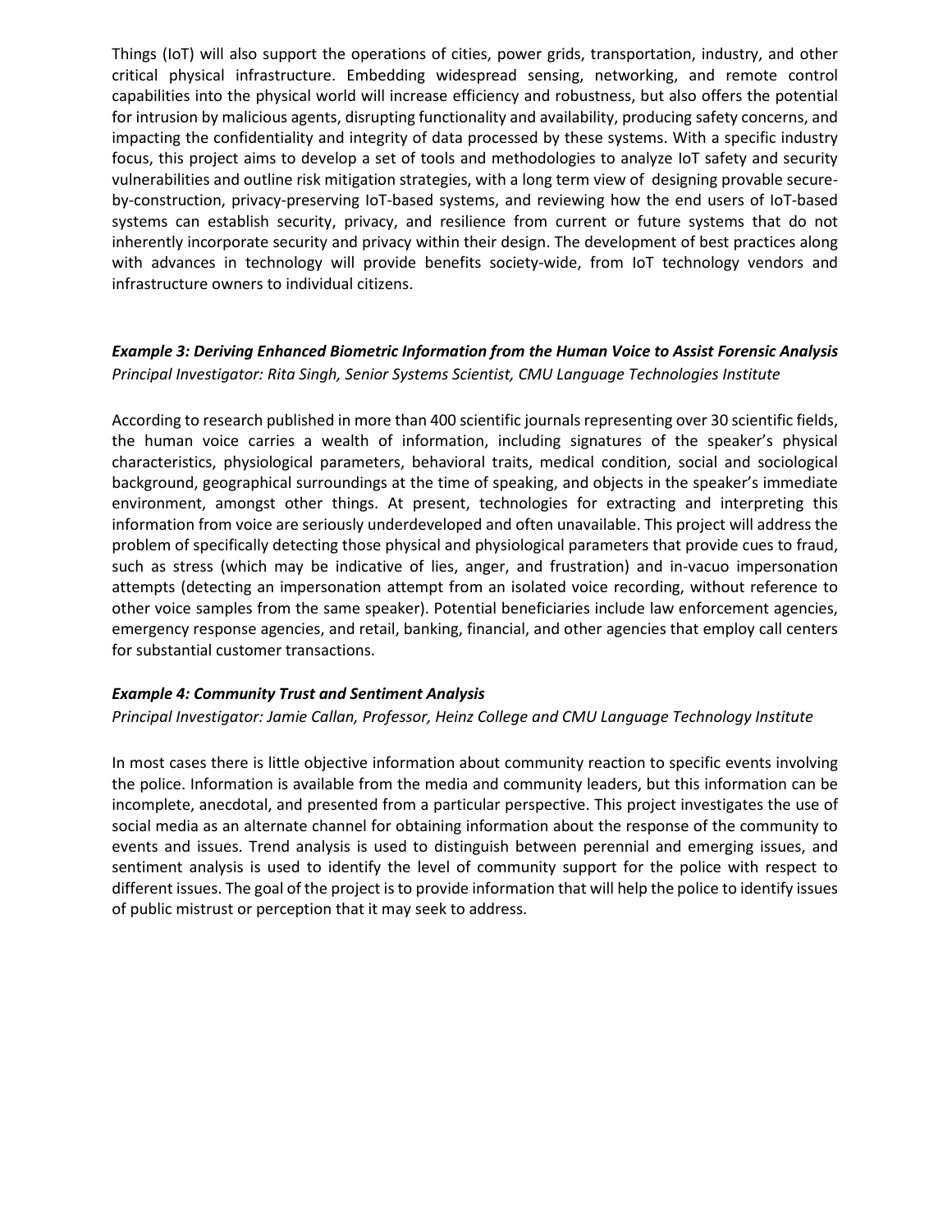Things (IoT) will also support the operations of cities, power grids, transportation, industry, and other critical physical infrastructure. Embedding widespread sensing, networking, and remote control capabilities into the physical world will increase efficiency and robustness, but also offers the potential for intrusion by malicious agents, disrupting functionality and availability, producing safety concerns, and impacting the confidentiality and integrity of data processed by these systems. With a specific industry focus, this project aims to develop a set of tools and methodologies to analyze IoT safety and security vulnerabilities and outline risk mitigation strategies, with a long term view of designing provable secure-by-construction, privacy-preserving IoT-based systems, and reviewing how the end users of IoT-based systems can establish security, privacy, and resilience from current or future systems that do not inherently incorporate security and privacy within their design. The development of best practices along with advances in technology will provide benefits society-wide, from IoT technology vendors and infrastructure owners to individual citizens.

***Example 3: Deriving Enhanced Biometric Information from the Human Voice to Assist Forensic Analysis***
*Principal Investigator: Rita Singh, Senior Systems Scientist, CMU Language Technologies Institute*

According to research published in more than 400 scientific journals representing over 30 scientific fields, the human voice carries a wealth of information, including signatures of the speaker's physical characteristics, physiological parameters, behavioral traits, medical condition, social and sociological background, geographical surroundings at the time of speaking, and objects in the speaker's immediate environment, amongst other things. At present, technologies for extracting and interpreting this information from voice are seriously underdeveloped and often unavailable. This project will address the problem of specifically detecting those physical and physiological parameters that provide cues to fraud, such as stress (which may be indicative of lies, anger, and frustration) and in-vacuo impersonation attempts (detecting an impersonation attempt from an isolated voice recording, without reference to other voice samples from the same speaker). Potential beneficiaries include law enforcement agencies, emergency response agencies, and retail, banking, financial, and other agencies that employ call centers for substantial customer transactions.

***Example 4: Community Trust and Sentiment Analysis***
*Principal Investigator: Jamie Callan, Professor, Heinz College and CMU Language Technology Institute*

In most cases there is little objective information about community reaction to specific events involving the police. Information is available from the media and community leaders, but this information can be incomplete, anecdotal, and presented from a particular perspective. This project investigates the use of social media as an alternate channel for obtaining information about the response of the community to events and issues. Trend analysis is used to distinguish between perennial and emerging issues, and sentiment analysis is used to identify the level of community support for the police with respect to different issues. The goal of the project is to provide information that will help the police to identify issues of public mistrust or perception that it may seek to address.